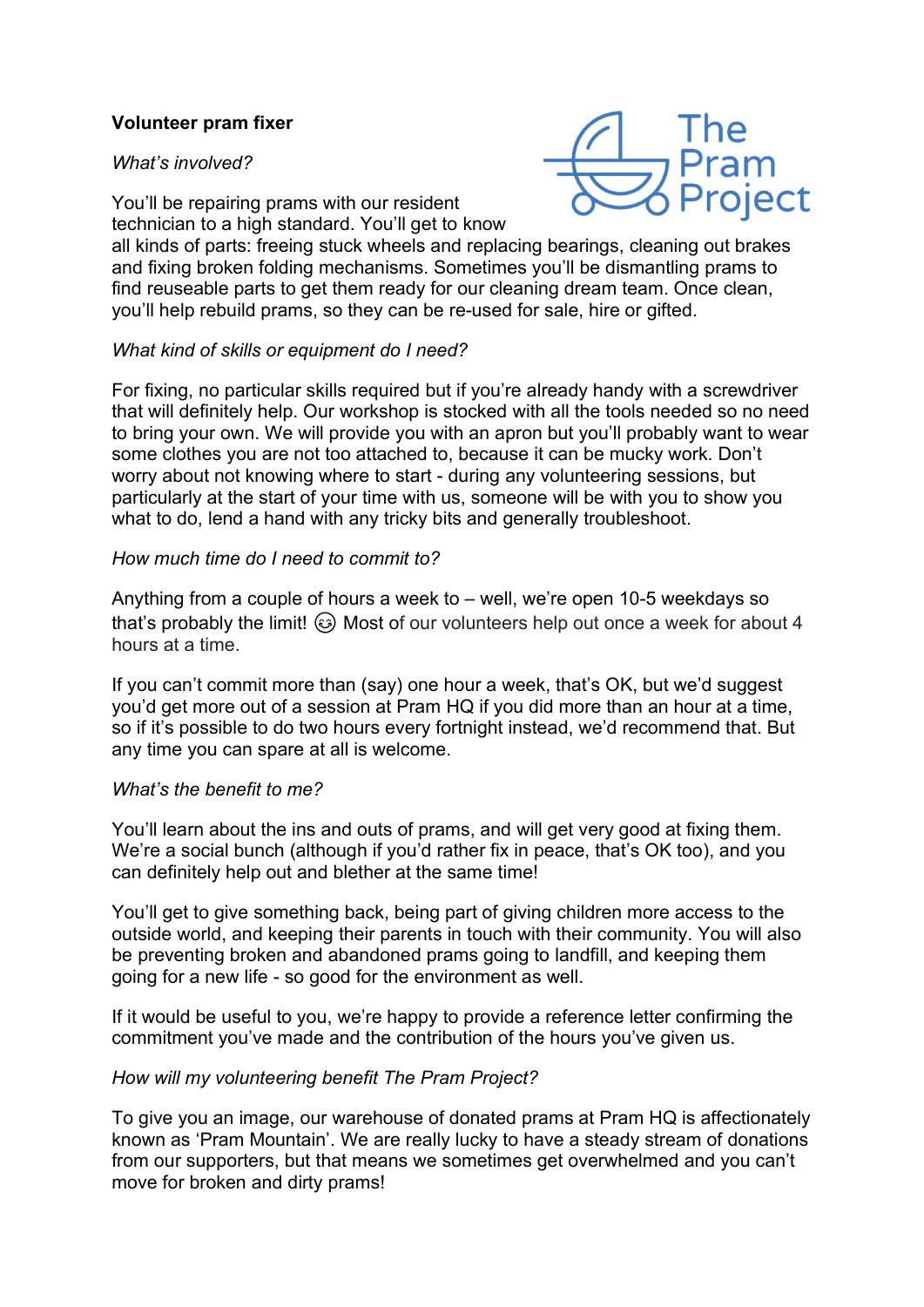**Volunteer pram fixer**

*What's involved?*

You'll be repairing prams with our resident technician to a high standard. You'll get to know all kinds of parts: freeing stuck wheels and replacing bearings, cleaning out brakes and fixing broken folding mechanisms. Sometimes you'll be dismantling prams to find reuseable parts to get them ready for our cleaning dream team. Once clean, you'll help rebuild prams, so they can be re-used for sale, hire or gifted.

*What kind of skills or equipment do I need?*

For fixing, no particular skills required but if you're already handy with a screwdriver that will definitely help. Our workshop is stocked with all the tools needed so no need to bring your own. We will provide you with an apron but you'll probably want to wear some clothes you are not too attached to, because it can be mucky work. Don't worry about not knowing where to start - during any volunteering sessions, but particularly at the start of your time with us, someone will be with you to show you what to do, lend a hand with any tricky bits and generally troubleshoot.

*How much time do I need to commit to?*

Anything from a couple of hours a week to – well, we're open 10-5 weekdays so that's probably the limit! 😉 Most of our volunteers help out once a week for about 4 hours at a time.

If you can't commit more than (say) one hour a week, that's OK, but we'd suggest you'd get more out of a session at Pram HQ if you did more than an hour at a time, so if it's possible to do two hours every fortnight instead, we'd recommend that. But any time you can spare at all is welcome.

*What's the benefit to me?*

You'll learn about the ins and outs of prams, and will get very good at fixing them. We're a social bunch (although if you'd rather fix in peace, that's OK too), and you can definitely help out and blether at the same time!

You'll get to give something back, being part of giving children more access to the outside world, and keeping their parents in touch with their community. You will also be preventing broken and abandoned prams going to landfill, and keeping them going for a new life - so good for the environment as well.

If it would be useful to you, we're happy to provide a reference letter confirming the commitment you've made and the contribution of the hours you've given us.

*How will my volunteering benefit The Pram Project?*

To give you an image, our warehouse of donated prams at Pram HQ is affectionately known as 'Pram Mountain'. We are really lucky to have a steady stream of donations from our supporters, but that means we sometimes get overwhelmed and you can't move for broken and dirty prams!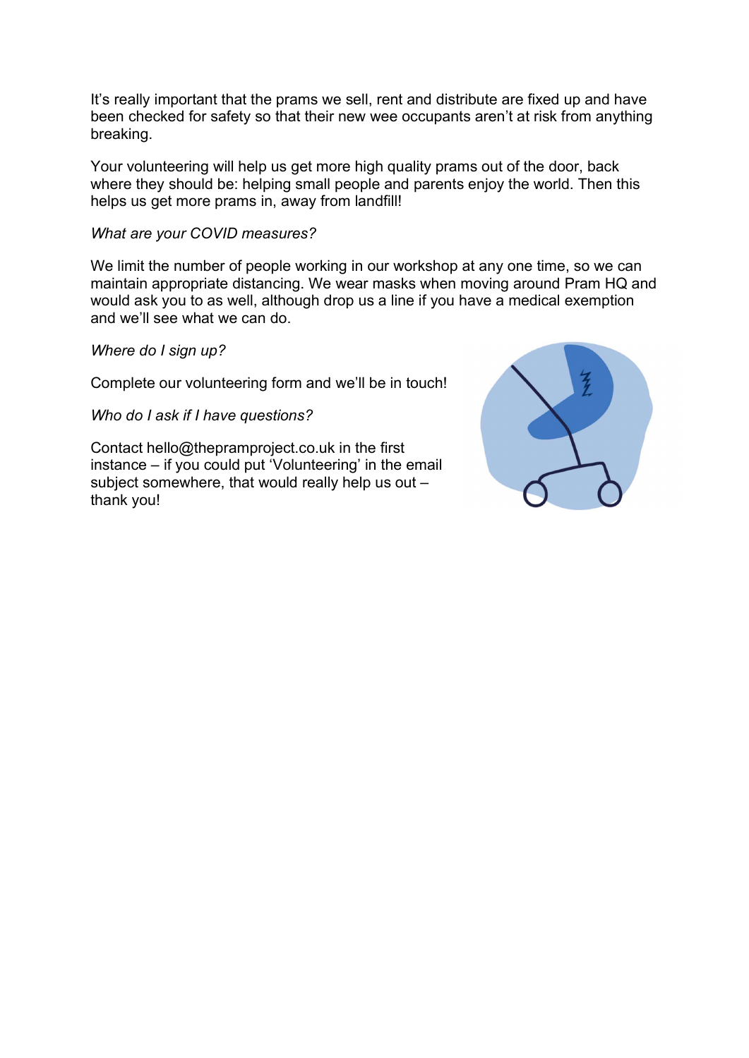It's really important that the prams we sell, rent and distribute are fixed up and have been checked for safety so that their new wee occupants aren't at risk from anything breaking.

Your volunteering will help us get more high quality prams out of the door, back where they should be: helping small people and parents enjoy the world. Then this helps us get more prams in, away from landfill!

*What are your COVID measures?*

We limit the number of people working in our workshop at any one time, so we can maintain appropriate distancing. We wear masks when moving around Pram HQ and would ask you to as well, although drop us a line if you have a medical exemption and we'll see what we can do.

*Where do I sign up?*

Complete our volunteering form and we'll be in touch!

*Who do I ask if I have questions?*

Contact hello@thepramproject.co.uk in the first instance – if you could put 'Volunteering' in the email subject somewhere, that would really help us out – thank you!